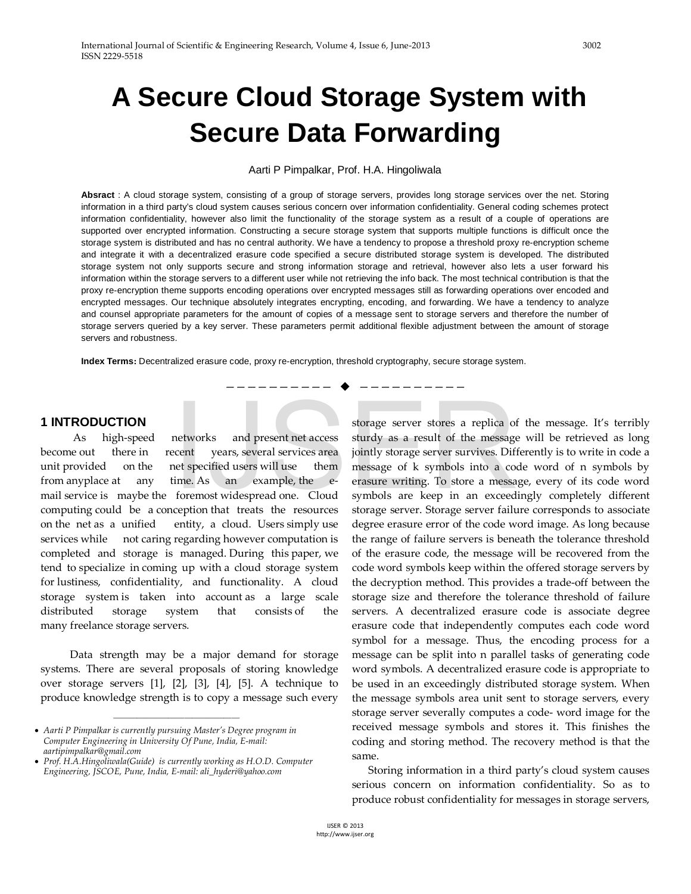# A Secure Cloud Storage System with Secure Data Forwarding

Aarti P Pimpalkar, Prof. H.A. Hingoliwala

**Absract** : A cloud storage system, consisting of a group of storage servers, provides long storage services over the net. Storing information in a third party's cloud system causes serious concern over information confidentiality. General coding schemes protect information confidentiality, however also limit the functionality of the storage system as a result of a couple of operations are supported over encrypted information. Constructing a secure storage system that supports multiple functions is difficult once the storage system is distributed and has no central authority. We have a tendency to propose a threshold proxy re-encryption scheme and integrate it with a decentralized erasure code specified a secure distributed storage system is developed. The distributed storage system not only supports secure and strong information storage and retrieval, however also lets a user forward his information within the storage servers to a different user while not retrieving the info back. The most technical contribution is that the proxy re-encryption theme supports encoding operations over encrypted messages still as forwarding operations over encoded and encrypted messages. Our technique absolutely integrates encrypting, encoding, and forwarding. We have a tendency to analyze and counsel appropriate parameters for the amount of copies of a message sent to storage servers and therefore the number of storage servers queried by a key server. These parameters permit additional flexible adjustment between the amount of storage servers and robustness.

**Index Terms:** Decentralized erasure code, proxy re-encryption, threshold cryptography, secure storage system.

---

## 1 INTRODUCTION

As high-speed networks and present net access become out there in recent years, several services area unit provided on the net specified users will use them from anyplace at any time. As an example, the e-mail service is maybe the foremost widespread one. Cloud computing could be a conception that treats the resources on the net as a unified entity, a cloud. Users simply use services while not caring regarding however computation is completed and storage is managed. During this paper, we tend to specialize in coming up with a cloud storage system for lustiness, confidentiality, and functionality. A cloud storage system is taken into account as a large scale distributed storage system that consists of the many freelance storage servers.

Data strength may be a major demand for storage systems. There are several proposals of storing knowledge over storage servers [1], [2], [3], [4], [5]. A technique to produce knowledge strength is to copy a message such every storage server stores a replica of the message. It's terribly sturdy as a result of the message will be retrieved as long jointly storage server survives. Differently is to write in code a message of k symbols into a code word of n symbols by erasure writing. To store a message, every of its code word symbols are keep in an exceedingly completely different storage server. Storage server failure corresponds to associate degree erasure error of the code word image. As long because the range of failure servers is beneath the tolerance threshold of the erasure code, the message will be recovered from the code word symbols keep within the offered storage servers by the decryption method. This provides a trade-off between the storage size and therefore the tolerance threshold of failure servers. A decentralized erasure code is associate degree erasure code that independently computes each code word symbol for a message. Thus, the encoding process for a message can be split into n parallel tasks of generating code word symbols. A decentralized erasure code is appropriate to be used in an exceedingly distributed storage system. When the message symbols area unit sent to storage servers, every storage server severally computes a code- word image for the received message symbols and stores it. This finishes the coding and storing method. The recovery method is that the same.

Storing information in a third party's cloud system causes serious concern on information confidentiality. So as to produce robust confidentiality for messages in storage servers,

---

- *Aarti P Pimpalkar is currently pursuing Master's Degree program in Computer Engineering in University Of Pune, India, E-mail: aartipimpalkar@gmail.com*
- *Prof. H.A.Hingoliwala(Guide) is currently working as H.O.D. Computer Engineering, JSCOE, Pune, India, E-mail: ali_hyderi@yahoo.com*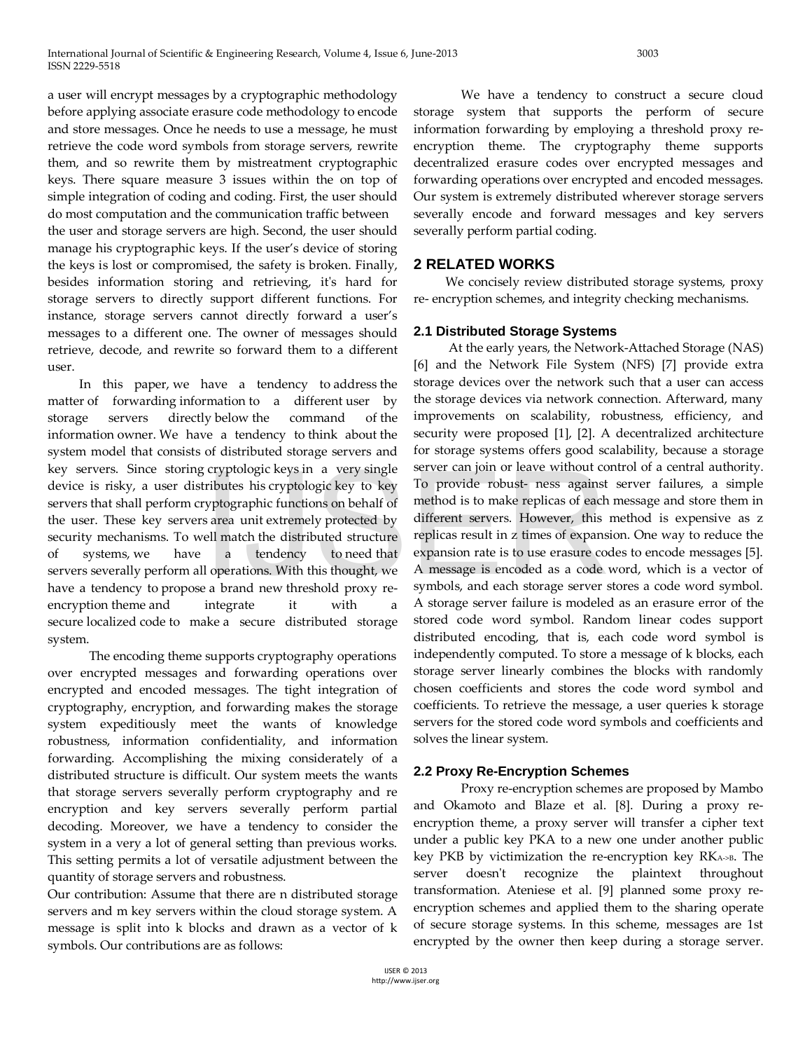a user will encrypt messages by a cryptographic methodology before applying associate erasure code methodology to encode and store messages. Once he needs to use a message, he must retrieve the code word symbols from storage servers, rewrite them, and so rewrite them by mistreatment cryptographic keys. There square measure 3 issues within the on top of simple integration of coding and coding. First, the user should do most computation and the communication traffic between the user and storage servers are high. Second, the user should manage his cryptographic keys. If the user's device of storing the keys is lost or compromised, the safety is broken. Finally, besides information storing and retrieving, it's hard for storage servers to directly support different functions. For instance, storage servers cannot directly forward a user's messages to a different one. The owner of messages should retrieve, decode, and rewrite so forward them to a different user.

In this paper, we have a tendency to address the matter of forwarding information to a different user by storage servers directly below the command of the information owner. We have a tendency to think about the system model that consists of distributed storage servers and key servers. Since storing cryptologic keys in a very single device is risky, a user distributes his cryptologic key to key servers that shall perform cryptographic functions on behalf of the user. These key servers area unit extremely protected by security mechanisms. To well match the distributed structure of systems, we have a tendency to need that servers severally perform all operations. With this thought, we have a tendency to propose a brand new threshold proxy re-encryption theme and integrate it with a secure localized code to make a secure distributed storage system.

The encoding theme supports cryptography operations over encrypted messages and forwarding operations over encrypted and encoded messages. The tight integration of cryptography, encryption, and forwarding makes the storage system expeditiously meet the wants of knowledge robustness, information confidentiality, and information forwarding. Accomplishing the mixing considerately of a distributed structure is difficult. Our system meets the wants that storage servers severally perform cryptography and re encryption and key servers severally perform partial decoding. Moreover, we have a tendency to consider the system in a very a lot of general setting than previous works. This setting permits a lot of versatile adjustment between the quantity of storage servers and robustness.

Our contribution: Assume that there are n distributed storage servers and m key servers within the cloud storage system. A message is split into k blocks and drawn as a vector of k symbols. Our contributions are as follows:

We have a tendency to construct a secure cloud storage system that supports the perform of secure information forwarding by employing a threshold proxy re-encryption theme. The cryptography theme supports decentralized erasure codes over encrypted messages and forwarding operations over encrypted and encoded messages. Our system is extremely distributed wherever storage servers severally encode and forward messages and key servers severally perform partial coding.

## 2 RELATED WORKS

We concisely review distributed storage systems, proxy re- encryption schemes, and integrity checking mechanisms.

### 2.1 Distributed Storage Systems

At the early years, the Network-Attached Storage (NAS) [6] and the Network File System (NFS) [7] provide extra storage devices over the network such that a user can access the storage devices via network connection. Afterward, many improvements on scalability, robustness, efficiency, and security were proposed [1], [2]. A decentralized architecture for storage systems offers good scalability, because a storage server can join or leave without control of a central authority. To provide robust- ness against server failures, a simple method is to make replicas of each message and store them in different servers. However, this method is expensive as z replicas result in z times of expansion. One way to reduce the expansion rate is to use erasure codes to encode messages [5]. A message is encoded as a code word, which is a vector of symbols, and each storage server stores a code word symbol. A storage server failure is modeled as an erasure error of the stored code word symbol. Random linear codes support distributed encoding, that is, each code word symbol is independently computed. To store a message of k blocks, each storage server linearly combines the blocks with randomly chosen coefficients and stores the code word symbol and coefficients. To retrieve the message, a user queries k storage servers for the stored code word symbols and coefficients and solves the linear system.

### 2.2 Proxy Re-Encryption Schemes

Proxy re-encryption schemes are proposed by Mambo and Okamoto and Blaze et al. [8]. During a proxy re-encryption theme, a proxy server will transfer a cipher text under a public key $PK_A$ to a new one under another public key $PK_B$ by victimization the re-encryption key $RK_{A\to B}$. The server doesn't recognize the plaintext throughout transformation. Ateniese et al. [9] planned some proxy re-encryption schemes and applied them to the sharing operate of secure storage systems. In this scheme, messages are 1st encrypted by the owner then keep during a storage server.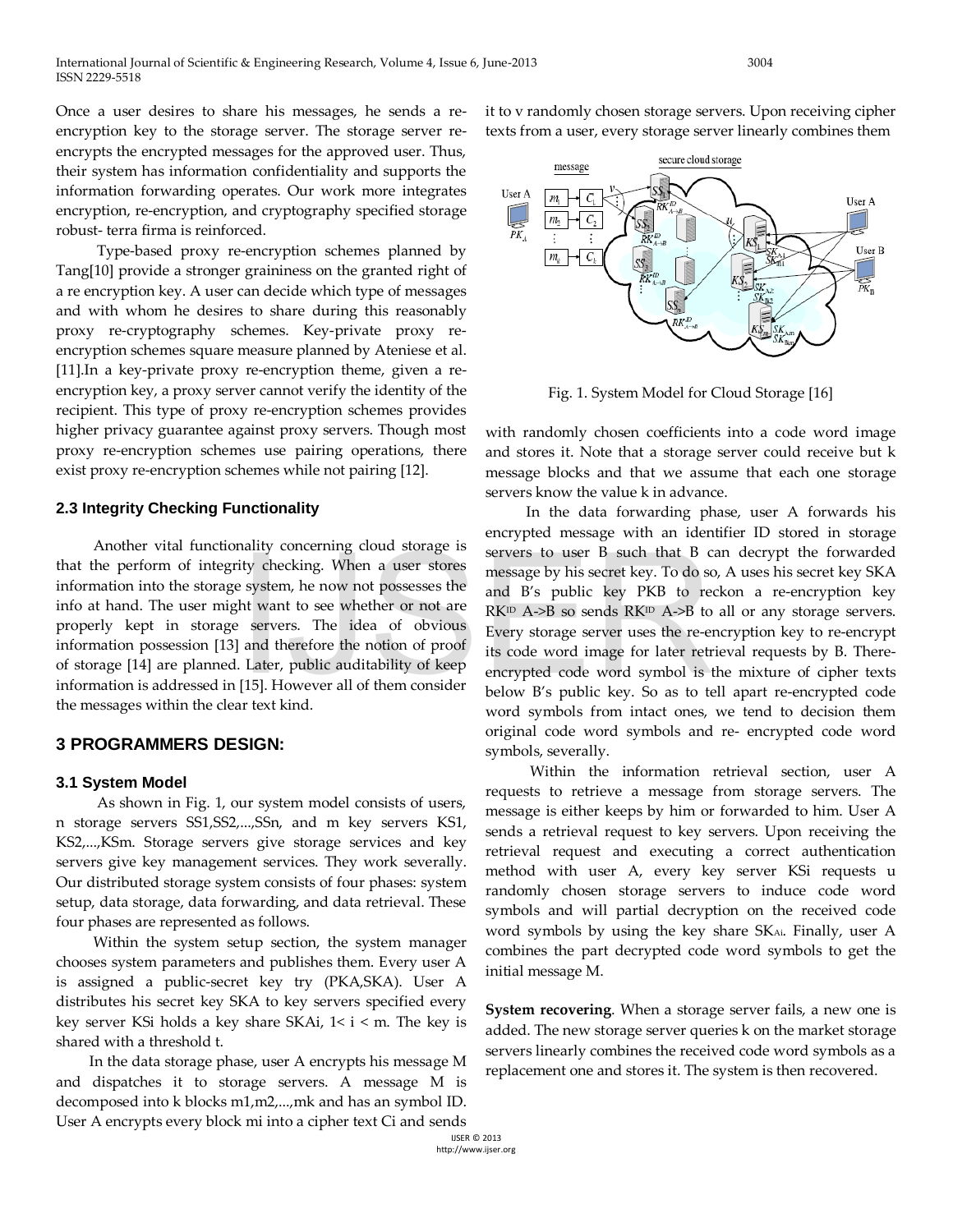Once a user desires to share his messages, he sends a re-encryption key to the storage server. The storage server re-encrypts the encrypted messages for the approved user. Thus, their system has information confidentiality and supports the information forwarding operates. Our work more integrates encryption, re-encryption, and cryptography specified storage robust- terra firma is reinforced.

Type-based proxy re-encryption schemes planned by Tang[10] provide a stronger graininess on the granted right of a re encryption key. A user can decide which type of messages and with whom he desires to share during this reasonably proxy re-cryptography schemes. Key-private proxy re-encryption schemes square measure planned by Ateniese et al. [11].In a key-private proxy re-encryption theme, given a re-encryption key, a proxy server cannot verify the identity of the recipient. This type of proxy re-encryption schemes provides higher privacy guarantee against proxy servers. Though most proxy re-encryption schemes use pairing operations, there exist proxy re-encryption schemes while not pairing [12].

### 2.3 Integrity Checking Functionality

Another vital functionality concerning cloud storage is that the perform of integrity checking. When a user stores information into the storage system, he now not possesses the info at hand. The user might want to see whether or not are properly kept in storage servers. The idea of obvious information possession [13] and therefore the notion of proof of storage [14] are planned. Later, public auditability of keep information is addressed in [15]. However all of them consider the messages within the clear text kind.

## 3 PROGRAMMERS DESIGN:

### 3.1 System Model

As shown in Fig. 1, our system model consists of users, n storage servers SS1,SS2,...,SSn, and m key servers KS1, KS2,...,KSm. Storage servers give storage services and key servers give key management services. They work severally. Our distributed storage system consists of four phases: system setup, data storage, data forwarding, and data retrieval. These four phases are represented as follows.

Within the system setup section, the system manager chooses system parameters and publishes them. Every user A is assigned a public-secret key try (PKA,SKA). User A distributes his secret key SKA to key servers specified every key server KSi holds a key share SKAi, 1< i < m. The key is shared with a threshold t.

In the data storage phase, user A encrypts his message M and dispatches it to storage servers. A message M is decomposed into k blocks m1,m2,...,mk and has an symbol ID. User A encrypts every block mi into a cipher text Ci and sends it to v randomly chosen storage servers. Upon receiving cipher texts from a user, every storage server linearly combines them

Fig. 1. System Model for Cloud Storage [16]

with randomly chosen coefficients into a code word image and stores it. Note that a storage server could receive but k message blocks and that we assume that each one storage servers know the value k in advance.

In the data forwarding phase, user A forwards his encrypted message with an identifier ID stored in storage servers to user B such that B can decrypt the forwarded message by his secret key. To do so, A uses his secret key SKA and B's public key PKB to reckon a re-encryption key $RK^{ID}$ A->B so sends $RK^{ID}$ A->B to all or any storage servers. Every storage server uses the re-encryption key to re-encrypt its code word image for later retrieval requests by B. There-encrypted code word symbol is the mixture of cipher texts below B's public key. So as to tell apart re-encrypted code word symbols from intact ones, we tend to decision them original code word symbols and re- encrypted code word symbols, severally.

Within the information retrieval section, user A requests to retrieve a message from storage servers. The message is either keeps by him or forwarded to him. User A sends a retrieval request to key servers. Upon receiving the retrieval request and executing a correct authentication method with user A, every key server KSi requests u randomly chosen storage servers to induce code word symbols and will partial decryption on the received code word symbols by using the key share $SK_{Ai}$. Finally, user A combines the part decrypted code word symbols to get the initial message M.

**System recovering**. When a storage server fails, a new one is added. The new storage server queries k on the market storage servers linearly combines the received code word symbols as a replacement one and stores it. The system is then recovered.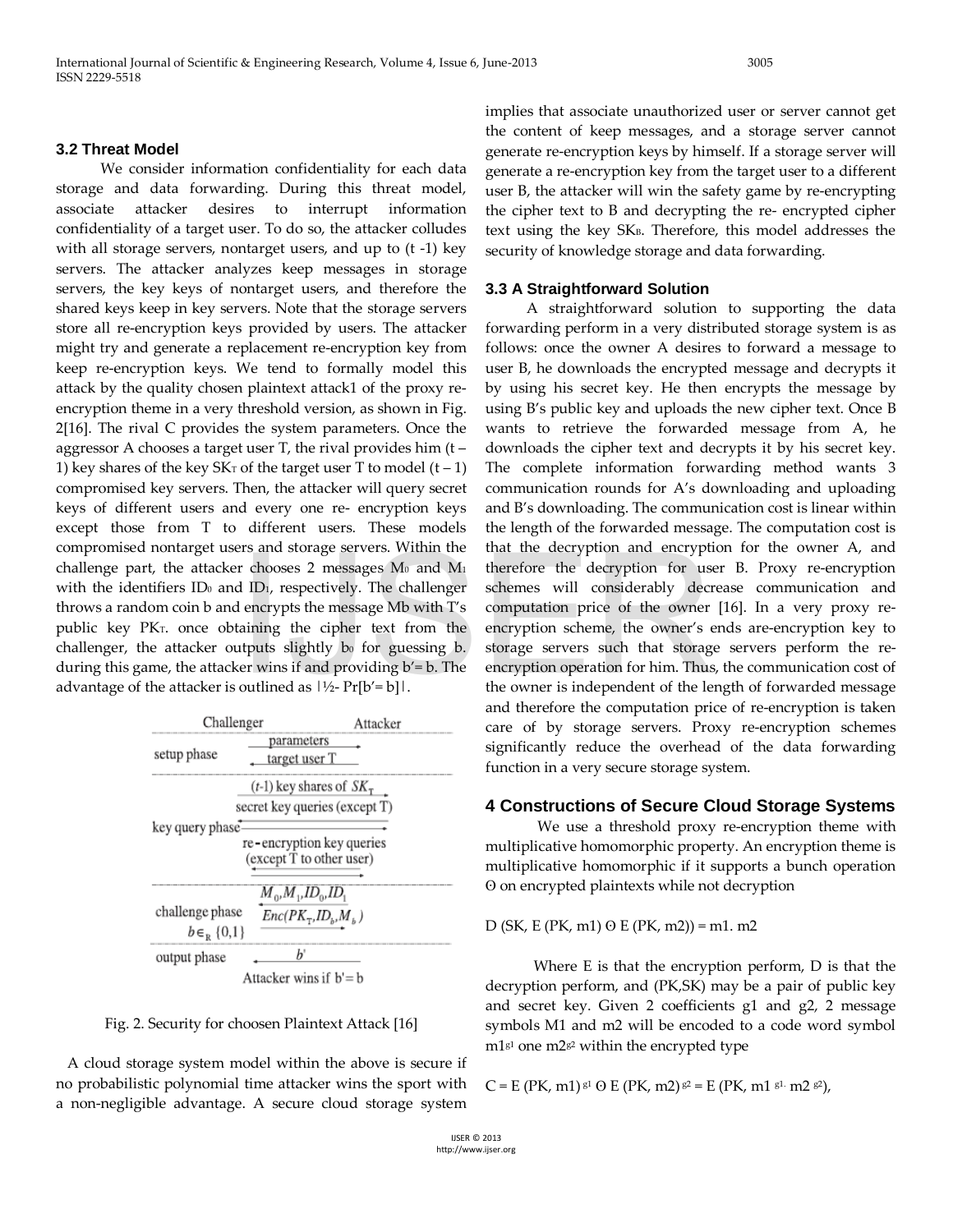### 3.2 Threat Model

We consider information confidentiality for each data storage and data forwarding. During this threat model, associate attacker desires to interrupt information confidentiality of a target user. To do so, the attacker colludes with all storage servers, nontarget users, and up to (t -1) key servers. The attacker analyzes keep messages in storage servers, the key keys of nontarget users, and therefore the shared keys keep in key servers. Note that the storage servers store all re-encryption keys provided by users. The attacker might try and generate a replacement re-encryption key from keep re-encryption keys. We tend to formally model this attack by the quality chosen plaintext attack1 of the proxy re-encryption theme in a very threshold version, as shown in Fig. 2[16]. The rival C provides the system parameters. Once the aggressor A chooses a target user T, the rival provides him (t – 1) key shares of the key $SK_T$ of the target user T to model (t – 1) compromised key servers. Then, the attacker will query secret keys of different users and every one re- encryption keys except those from T to different users. These models compromised nontarget users and storage servers. Within the challenge part, the attacker chooses 2 messages $M_0$ and $M_1$ with the identifiers $ID_0$ and $ID_1$, respectively. The challenger throws a random coin b and encrypts the message Mb with T's public key $PK_T$. once obtaining the cipher text from the challenger, the attacker outputs slightly $b_0$ for guessing b. during this game, the attacker wins if and providing b'= b. The advantage of the attacker is outlined as |½- Pr[b'= b]|.

| | Challenger | | Attacker |
|---|---|---|---|
| setup phase | | parameters → | |
| | | ← target user T | |
| key query phase | | $(t\text{-}1)$ key shares of $SK_T$ → | |
| | | ← secret key queries (except T) → | |
| | | ← re-encryption key queries (except T to other user) → | |
| challenge phase $b \in_R \{0,1\}$ | | ← $M_0, M_1, ID_0, ID_1$ | |
| | | $Enc(PK_T, ID_b, M_b)$ → | |
| output phase | | ← $b'$ | |
| | | Attacker wins if $b' = b$ | |

Fig. 2. Security for choosen Plaintext Attack [16]

A cloud storage system model within the above is secure if no probabilistic polynomial time attacker wins the sport with a non-negligible advantage. A secure cloud storage system implies that associate unauthorized user or server cannot get the content of keep messages, and a storage server cannot generate re-encryption keys by himself. If a storage server will generate a re-encryption key from the target user to a different user B, the attacker will win the safety game by re-encrypting the cipher text to B and decrypting the re- encrypted cipher text using the key $SK_B$. Therefore, this model addresses the security of knowledge storage and data forwarding.

### 3.3 A Straightforward Solution

A straightforward solution to supporting the data forwarding perform in a very distributed storage system is as follows: once the owner A desires to forward a message to user B, he downloads the encrypted message and decrypts it by using his secret key. He then encrypts the message by using B's public key and uploads the new cipher text. Once B wants to retrieve the forwarded message from A, he downloads the cipher text and decrypts it by his secret key. The complete information forwarding method wants 3 communication rounds for A's downloading and uploading and B's downloading. The communication cost is linear within the length of the forwarded message. The computation cost is that the decryption and encryption for the owner A, and therefore the decryption for user B. Proxy re-encryption schemes will considerably decrease communication and computation price of the owner [16]. In a very proxy re-encryption scheme, the owner's ends are-encryption key to storage servers such that storage servers perform the re-encryption operation for him. Thus, the communication cost of the owner is independent of the length of forwarded message and therefore the computation price of re-encryption is taken care of by storage servers. Proxy re-encryption schemes significantly reduce the overhead of the data forwarding function in a very secure storage system.

## 4 Constructions of Secure Cloud Storage Systems

We use a threshold proxy re-encryption theme with multiplicative homomorphic property. An encryption theme is multiplicative homomorphic if it supports a bunch operation ϴ on encrypted plaintexts while not decryption

$$D(SK, E(PK, m1)\ ϴ\ E(PK, m2)) = m1.\ m2$$

Where E is that the encryption perform, D is that the decryption perform, and (PK,SK) may be a pair of public key and secret key. Given 2 coefficients g1 and g2, 2 message symbols M1 and m2 will be encoded to a code word symbol $m1^{g1}$ one $m2^{g2}$ within the encrypted type

$$C = E(PK, m1)^{g1}\ ϴ\ E(PK, m2)^{g2} = E(PK, m1^{g1} \cdot m2^{g2}),$$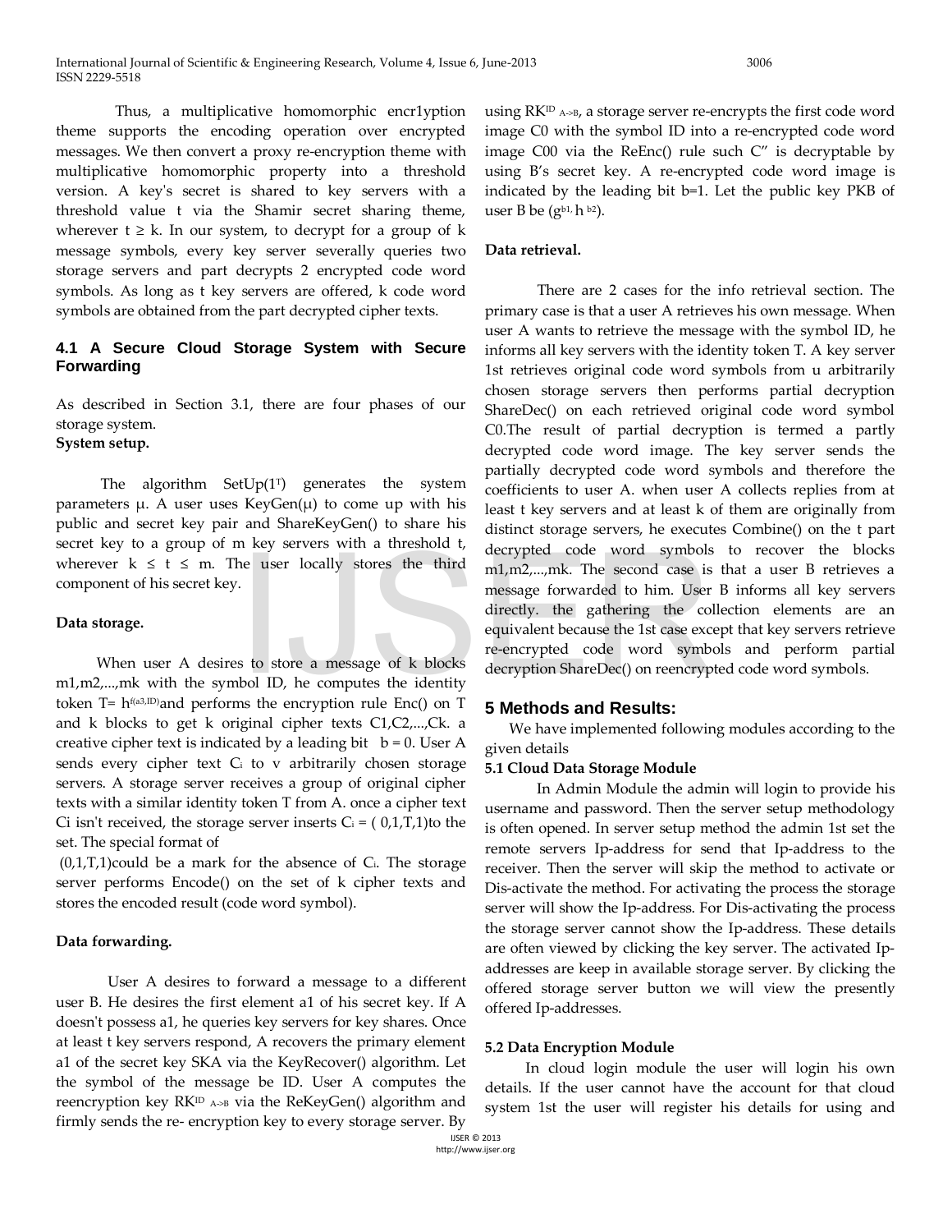Thus, a multiplicative homomorphic encr1yption theme supports the encoding operation over encrypted messages. We then convert a proxy re-encryption theme with multiplicative homomorphic property into a threshold version. A key's secret is shared to key servers with a threshold value t via the Shamir secret sharing theme, wherever $t \geq k$. In our system, to decrypt for a group of k message symbols, every key server severally queries two storage servers and part decrypts 2 encrypted code word symbols. As long as t key servers are offered, k code word symbols are obtained from the part decrypted cipher texts.

### 4.1 A Secure Cloud Storage System with Secure Forwarding

As described in Section 3.1, there are four phases of our storage system.

**System setup.**

The algorithm $SetUp(1^T)$ generates the system parameters $\mu$. A user uses $KeyGen(\mu)$ to come up with his public and secret key pair and ShareKeyGen() to share his secret key to a group of m key servers with a threshold t, wherever $k \leq t \leq m$. The user locally stores the third component of his secret key.

**Data storage.**

When user A desires to store a message of k blocks m1,m2,...,mk with the symbol ID, he computes the identity token $T= h^{f(a3,ID)}$and performs the encryption rule Enc() on T and k blocks to get k original cipher texts C1,C2,...,Ck. a creative cipher text is indicated by a leading bit $b = 0$. User A sends every cipher text $C_i$ to v arbitrarily chosen storage servers. A storage server receives a group of original cipher texts with a similar identity token T from A. once a cipher text Ci isn't received, the storage server inserts $C_i = (0,1,T,1)$to the set. The special format of

(0,1,T,1)could be a mark for the absence of $C_i$. The storage server performs Encode() on the set of k cipher texts and stores the encoded result (code word symbol).

**Data forwarding.**

User A desires to forward a message to a different user B. He desires the first element a1 of his secret key. If A doesn't possess a1, he queries key servers for key shares. Once at least t key servers respond, A recovers the primary element a1 of the secret key SKA via the KeyRecover() algorithm. Let the symbol of the message be ID. User A computes the reencryption key $RK^{ID}_{A\to B}$ via the ReKeyGen() algorithm and firmly sends the re- encryption key to every storage server. By using $RK^{ID}_{A\to B}$, a storage server re-encrypts the first code word image C0 with the symbol ID into a re-encrypted code word image C00 via the ReEnc() rule such C" is decryptable by using B's secret key. A re-encrypted code word image is indicated by the leading bit b=1. Let the public key PKB of user B be $(g^{b1,} h^{b2})$.

**Data retrieval.**

There are 2 cases for the info retrieval section. The primary case is that a user A retrieves his own message. When user A wants to retrieve the message with the symbol ID, he informs all key servers with the identity token T. A key server 1st retrieves original code word symbols from u arbitrarily chosen storage servers then performs partial decryption ShareDec() on each retrieved original code word symbol C0.The result of partial decryption is termed a partly decrypted code word image. The key server sends the partially decrypted code word symbols and therefore the coefficients to user A. when user A collects replies from at least t key servers and at least k of them are originally from distinct storage servers, he executes Combine() on the t part decrypted code word symbols to recover the blocks m1,m2,...,mk. The second case is that a user B retrieves a message forwarded to him. User B informs all key servers directly. the gathering the collection elements are an equivalent because the 1st case except that key servers retrieve re-encrypted code word symbols and perform partial decryption ShareDec() on reencrypted code word symbols.

## 5 Methods and Results:

We have implemented following modules according to the given details

**5.1 Cloud Data Storage Module**

In Admin Module the admin will login to provide his username and password. Then the server setup methodology is often opened. In server setup method the admin 1st set the remote servers Ip-address for send that Ip-address to the receiver. Then the server will skip the method to activate or Dis-activate the method. For activating the process the storage server will show the Ip-address. For Dis-activating the process the storage server cannot show the Ip-address. These details are often viewed by clicking the key server. The activated Ip-addresses are keep in available storage server. By clicking the offered storage server button we will view the presently offered Ip-addresses.

**5.2 Data Encryption Module**

In cloud login module the user will login his own details. If the user cannot have the account for that cloud system 1st the user will register his details for using and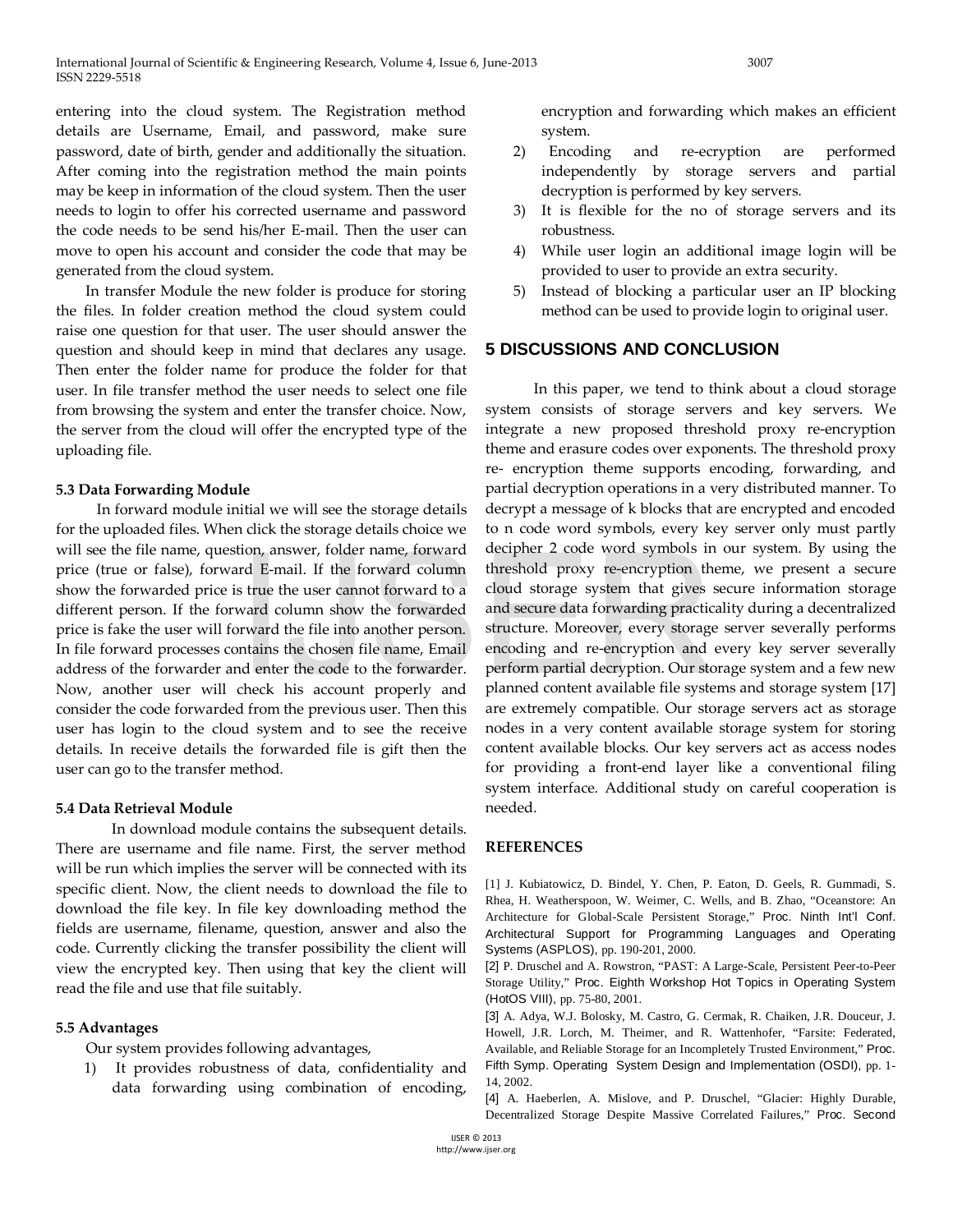entering into the cloud system. The Registration method details are Username, Email, and password, make sure password, date of birth, gender and additionally the situation. After coming into the registration method the main points may be keep in information of the cloud system. Then the user needs to login to offer his corrected username and password the code needs to be send his/her E-mail. Then the user can move to open his account and consider the code that may be generated from the cloud system.

In transfer Module the new folder is produce for storing the files. In folder creation method the cloud system could raise one question for that user. The user should answer the question and should keep in mind that declares any usage. Then enter the folder name for produce the folder for that user. In file transfer method the user needs to select one file from browsing the system and enter the transfer choice. Now, the server from the cloud will offer the encrypted type of the uploading file.

### 5.3 Data Forwarding Module

In forward module initial we will see the storage details for the uploaded files. When click the storage details choice we will see the file name, question, answer, folder name, forward price (true or false), forward E-mail. If the forward column show the forwarded price is true the user cannot forward to a different person. If the forward column show the forwarded price is fake the user will forward the file into another person. In file forward processes contains the chosen file name, Email address of the forwarder and enter the code to the forwarder. Now, another user will check his account properly and consider the code forwarded from the previous user. Then this user has login to the cloud system and to see the receive details. In receive details the forwarded file is gift then the user can go to the transfer method.

### 5.4 Data Retrieval Module

In download module contains the subsequent details. There are username and file name. First, the server method will be run which implies the server will be connected with its specific client. Now, the client needs to download the file to download the file key. In file key downloading method the fields are username, filename, question, answer and also the code. Currently clicking the transfer possibility the client will view the encrypted key. Then using that key the client will read the file and use that file suitably.

### 5.5 Advantages

Our system provides following advantages,

1) It provides robustness of data, confidentiality and data forwarding using combination of encoding, encryption and forwarding which makes an efficient system.
2) Encoding and re-ecryption are performed independently by storage servers and partial decryption is performed by key servers.
3) It is flexible for the no of storage servers and its robustness.
4) While user login an additional image login will be provided to user to provide an extra security.
5) Instead of blocking a particular user an IP blocking method can be used to provide login to original user.

## 5 DISCUSSIONS AND CONCLUSION

In this paper, we tend to think about a cloud storage system consists of storage servers and key servers. We integrate a new proposed threshold proxy re-encryption theme and erasure codes over exponents. The threshold proxy re- encryption theme supports encoding, forwarding, and partial decryption operations in a very distributed manner. To decrypt a message of k blocks that are encrypted and encoded to n code word symbols, every key server only must partly decipher 2 code word symbols in our system. By using the threshold proxy re-encryption theme, we present a secure cloud storage system that gives secure information storage and secure data forwarding practicality during a decentralized structure. Moreover, every storage server severally performs encoding and re-encryption and every key server severally perform partial decryption. Our storage system and a few new planned content available file systems and storage system [17] are extremely compatible. Our storage servers act as storage nodes in a very content available storage system for storing content available blocks. Our key servers act as access nodes for providing a front-end layer like a conventional filing system interface. Additional study on careful cooperation is needed.

## REFERENCES

[1] J. Kubiatowicz, D. Bindel, Y. Chen, P. Eaton, D. Geels, R. Gummadi, S. Rhea, H. Weatherspoon, W. Weimer, C. Wells, and B. Zhao, "Oceanstore: An Architecture for Global-Scale Persistent Storage," Proc. Ninth Int'l Conf. Architectural Support for Programming Languages and Operating Systems (ASPLOS), pp. 190-201, 2000.

[2] P. Druschel and A. Rowstron, "PAST: A Large-Scale, Persistent Peer-to-Peer Storage Utility," Proc. Eighth Workshop Hot Topics in Operating System (HotOS VIII), pp. 75-80, 2001.

[3] A. Adya, W.J. Bolosky, M. Castro, G. Cermak, R. Chaiken, J.R. Douceur, J. Howell, J.R. Lorch, M. Theimer, and R. Wattenhofer, "Farsite: Federated, Available, and Reliable Storage for an Incompletely Trusted Environment," Proc. Fifth Symp. Operating System Design and Implementation (OSDI), pp. 1-14, 2002.

[4] A. Haeberlen, A. Mislove, and P. Druschel, "Glacier: Highly Durable, Decentralized Storage Despite Massive Correlated Failures," Proc. Second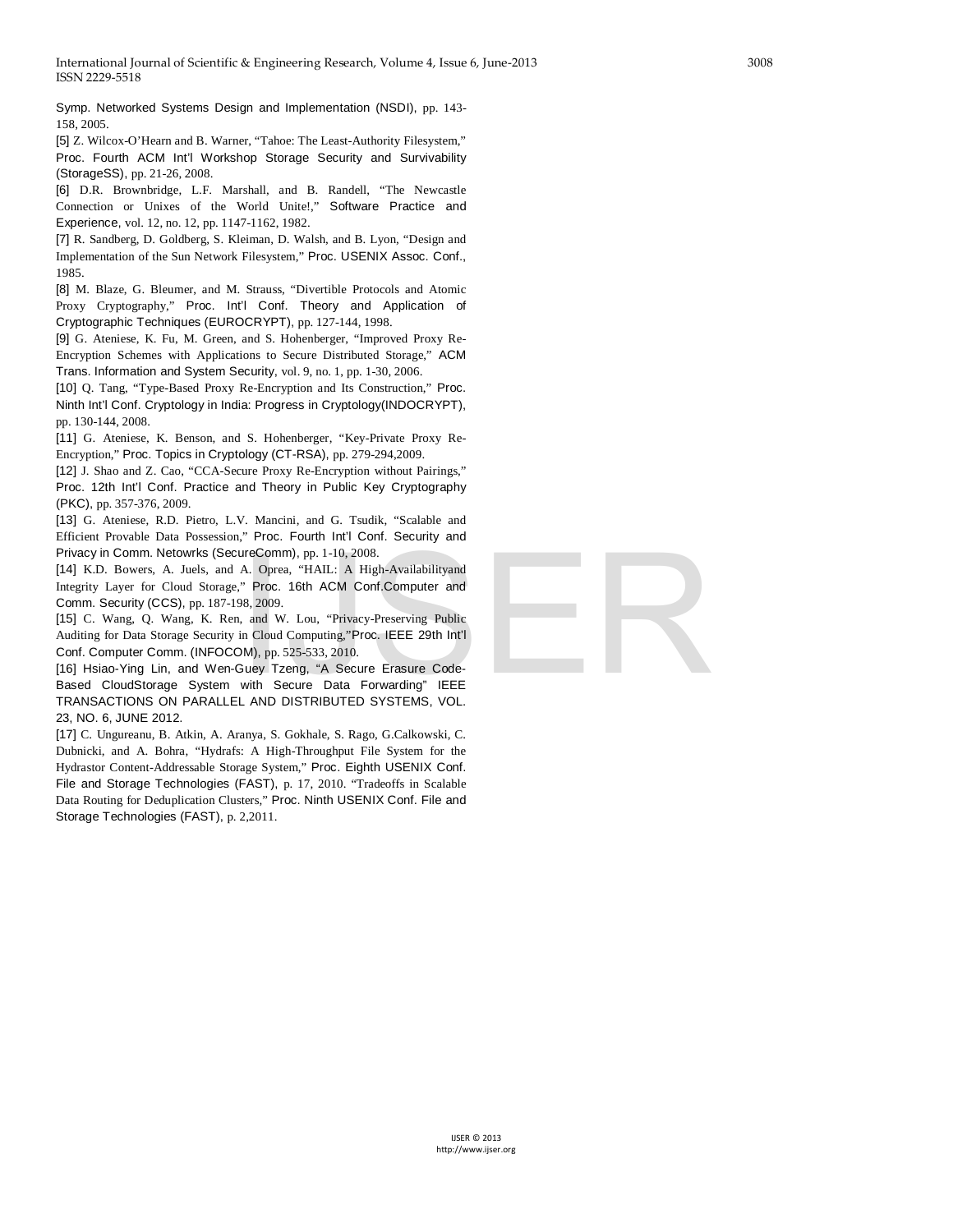Symp. Networked Systems Design and Implementation (NSDI), pp. 143-158, 2005.

[5] Z. Wilcox-O'Hearn and B. Warner, "Tahoe: The Least-Authority Filesystem," Proc. Fourth ACM Int'l Workshop Storage Security and Survivability (StorageSS), pp. 21-26, 2008.

[6] D.R. Brownbridge, L.F. Marshall, and B. Randell, "The Newcastle Connection or Unixes of the World Unite!," Software Practice and Experience, vol. 12, no. 12, pp. 1147-1162, 1982.

[7] R. Sandberg, D. Goldberg, S. Kleiman, D. Walsh, and B. Lyon, "Design and Implementation of the Sun Network Filesystem," Proc. USENIX Assoc. Conf., 1985.

[8] M. Blaze, G. Bleumer, and M. Strauss, "Divertible Protocols and Atomic Proxy Cryptography," Proc. Int'l Conf. Theory and Application of Cryptographic Techniques (EUROCRYPT), pp. 127-144, 1998.

[9] G. Ateniese, K. Fu, M. Green, and S. Hohenberger, "Improved Proxy Re-Encryption Schemes with Applications to Secure Distributed Storage," ACM Trans. Information and System Security, vol. 9, no. 1, pp. 1-30, 2006.

[10] Q. Tang, "Type-Based Proxy Re-Encryption and Its Construction," Proc. Ninth Int'l Conf. Cryptology in India: Progress in Cryptology(INDOCRYPT), pp. 130-144, 2008.

[11] G. Ateniese, K. Benson, and S. Hohenberger, "Key-Private Proxy Re-Encryption," Proc. Topics in Cryptology (CT-RSA), pp. 279-294,2009.

[12] J. Shao and Z. Cao, "CCA-Secure Proxy Re-Encryption without Pairings," Proc. 12th Int'l Conf. Practice and Theory in Public Key Cryptography (PKC), pp. 357-376, 2009.

[13] G. Ateniese, R.D. Pietro, L.V. Mancini, and G. Tsudik, "Scalable and Efficient Provable Data Possession," Proc. Fourth Int'l Conf. Security and Privacy in Comm. Netowrks (SecureComm), pp. 1-10, 2008.

[14] K.D. Bowers, A. Juels, and A. Oprea, "HAIL: A High-Availabilityand Integrity Layer for Cloud Storage," Proc. 16th ACM Conf.Computer and Comm. Security (CCS), pp. 187-198, 2009.

[15] C. Wang, Q. Wang, K. Ren, and W. Lou, "Privacy-Preserving Public Auditing for Data Storage Security in Cloud Computing,"Proc. IEEE 29th Int'l Conf. Computer Comm. (INFOCOM), pp. 525-533, 2010.

[16] Hsiao-Ying Lin, and Wen-Guey Tzeng, "A Secure Erasure Code-Based CloudStorage System with Secure Data Forwarding" IEEE TRANSACTIONS ON PARALLEL AND DISTRIBUTED SYSTEMS, VOL. 23, NO. 6, JUNE 2012.

[17] C. Ungureanu, B. Atkin, A. Aranya, S. Gokhale, S. Rago, G.Calkowski, C. Dubnicki, and A. Bohra, "Hydrafs: A High-Throughput File System for the Hydrastor Content-Addressable Storage System," Proc. Eighth USENIX Conf. File and Storage Technologies (FAST), p. 17, 2010. "Tradeoffs in Scalable Data Routing for Deduplication Clusters," Proc. Ninth USENIX Conf. File and Storage Technologies (FAST), p. 2,2011.